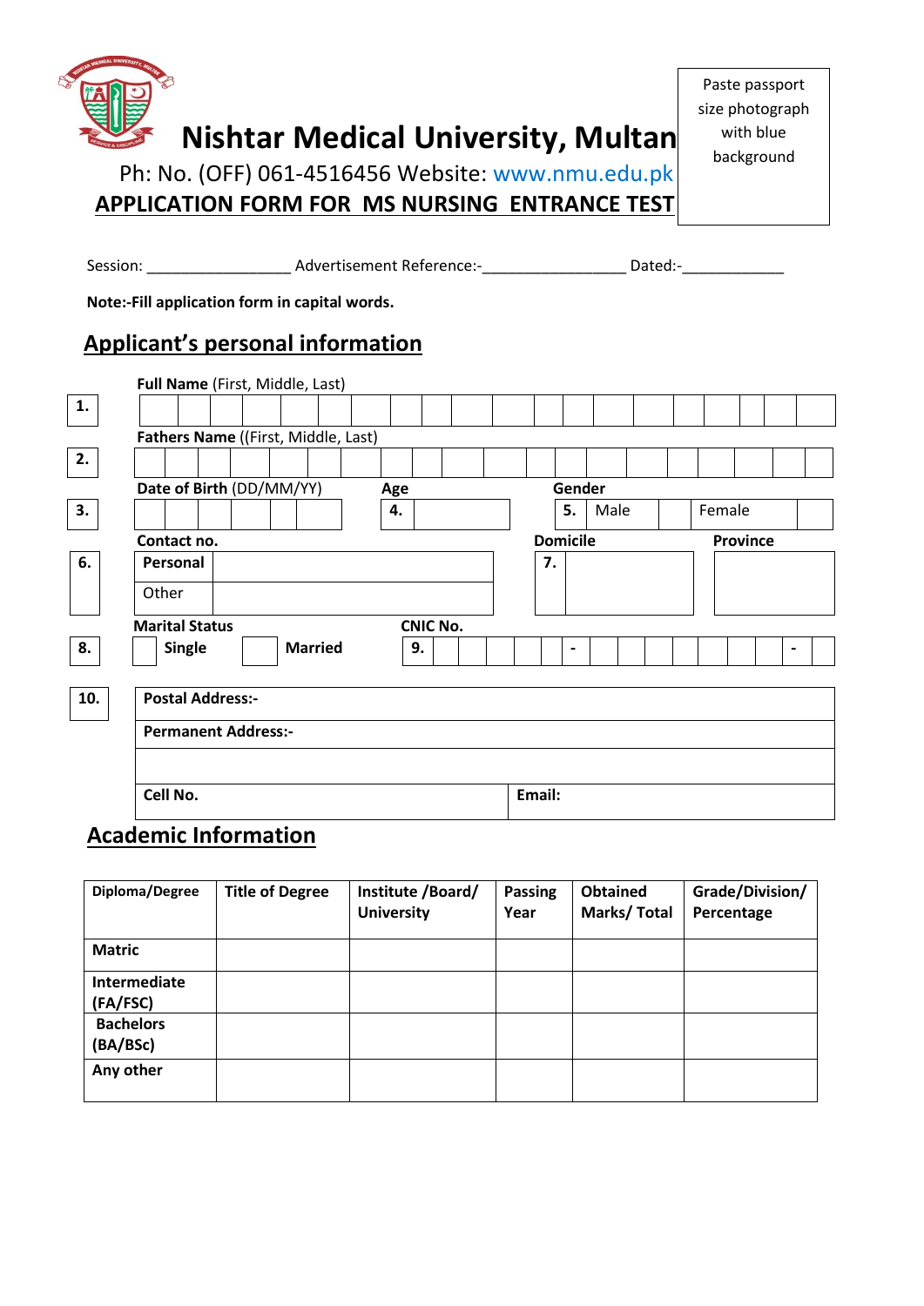# Nishtar Medical University, Multan

Ph: No. (OFF) 061-4516456 Website: www.nmu.edu.pk

**APPLICATION FORM FOR MS NURSING ENTRANCE TEST**

Paste passport size photograph with blue background

Session: ________________ Advertisement Reference:-________________ Dated:-___________

**Note:-Fill application form in capital words.**

## Applicant's personal information

**1.** **Full Name** (First, Middle, Last)

**2.** **Fathers Name** ((First, Middle, Last)

**3.** **Date of Birth** (DD/MM/YY)

**4.** **Age**

**5.** **Gender** — Male ☐ Female ☐

**6.** **Contact no.**

| **Personal** | |
|---|---|
| Other | |

**7.** **Domicile** ____ **Province** ____

**8.** **Marital Status** ☐ **Single** ☐ **Married**

**9.** **CNIC No.** _ _ _ _ _ - _ _ _ _ _ _ _ - _

**10.**

| **Postal Address:-** | |
|---|---|
| **Permanent Address:-** | |
| | |
| **Cell No.** | **Email:** |

## Academic Information

| Diploma/Degree | Title of Degree | Institute /Board/ University | Passing Year | Obtained Marks/ Total | Grade/Division/ Percentage |
|---|---|---|---|---|---|
| **Matric** | | | | | |
| **Intermediate (FA/FSC)** | | | | | |
| **Bachelors (BA/BSc)** | | | | | |
| **Any other** | | | | | |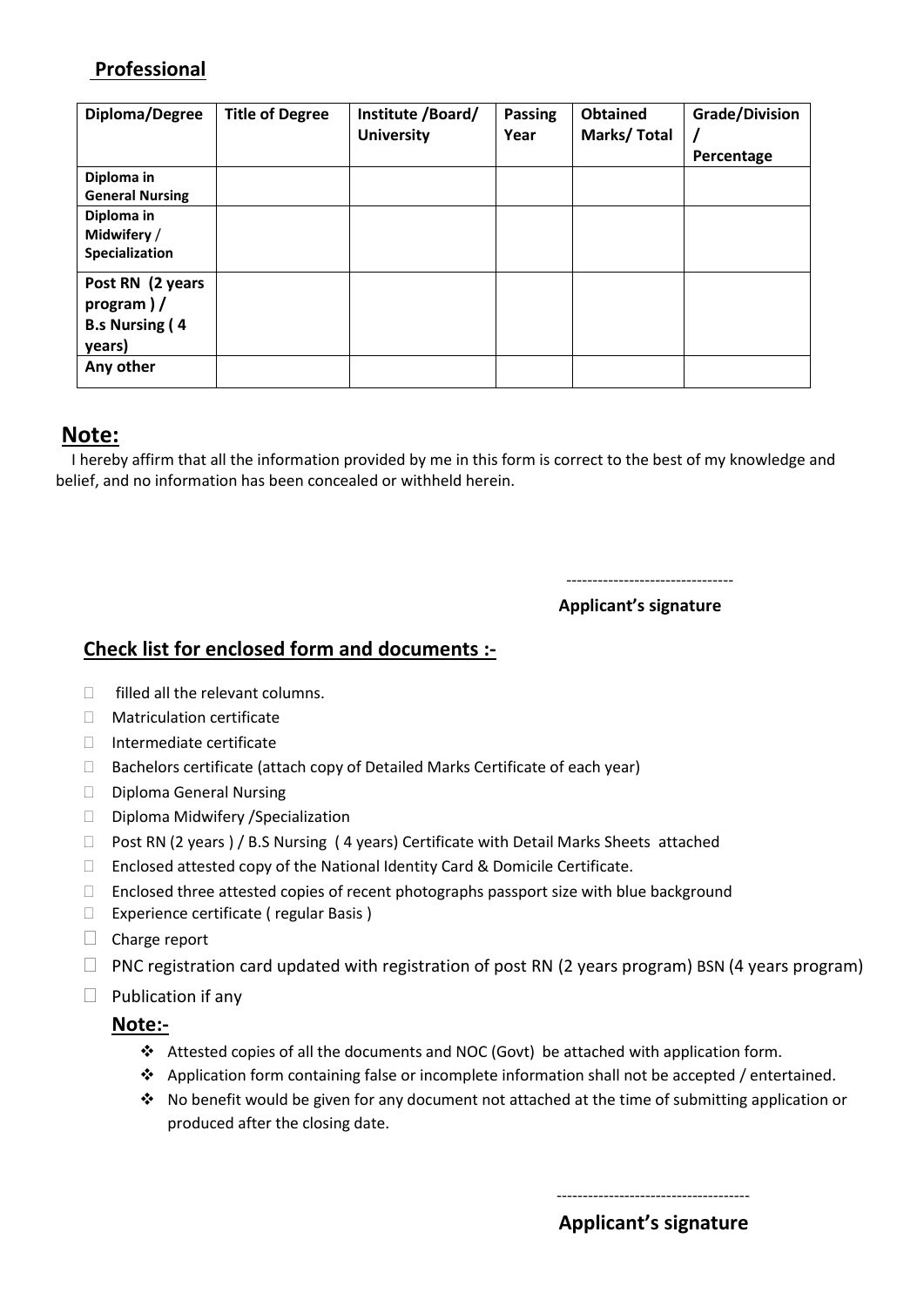## Professional

| Diploma/Degree | Title of Degree | Institute /Board/ University | Passing Year | Obtained Marks/ Total | Grade/Division / Percentage |
|---|---|---|---|---|---|
| Diploma in General Nursing | | | | | |
| Diploma in Midwifery / Specialization | | | | | |
| Post RN (2 years program ) / B.s Nursing ( 4 years) | | | | | |
| Any other | | | | | |

## Note:

I hereby affirm that all the information provided by me in this form is correct to the best of my knowledge and belief, and no information has been concealed or withheld herein.

--------------------------------

**Applicant's signature**

## Check list for enclosed form and documents :-

- ☐ filled all the relevant columns.
- ☐ Matriculation certificate
- ☐ Intermediate certificate
- ☐ Bachelors certificate (attach copy of Detailed Marks Certificate of each year)
- ☐ Diploma General Nursing
- ☐ Diploma Midwifery /Specialization
- ☐ Post RN (2 years ) / B.S Nursing ( 4 years) Certificate with Detail Marks Sheets attached
- ☐ Enclosed attested copy of the National Identity Card & Domicile Certificate.
- ☐ Enclosed three attested copies of recent photographs passport size with blue background
- ☐ Experience certificate ( regular Basis )
- ☐ Charge report
- ☐ PNC registration card updated with registration of post RN (2 years program) BSN (4 years program)
- ☐ Publication if any

### Note:-

- ❖ Attested copies of all the documents and NOC (Govt) be attached with application form.
- ❖ Application form containing false or incomplete information shall not be accepted / entertained.
- ❖ No benefit would be given for any document not attached at the time of submitting application or produced after the closing date.

-------------------------------------

**Applicant's signature**